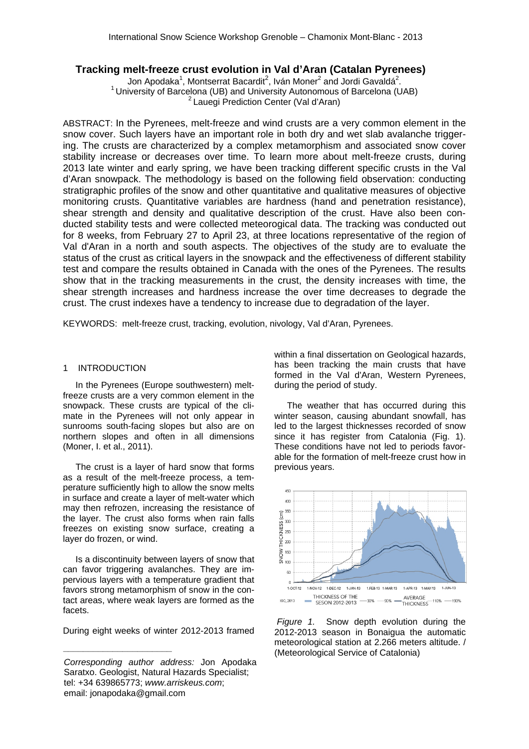# Tracking melt-freeze crust evolution in Val d'Aran (Catalan Pyrenees)

Jon Apodaka[1], Montserrat Bacardit[2], Iván Moner[2] and Jordi Gavaldá[2].
[1] University of Barcelona (UB) and University Autonomous of Barcelona (UAB)
[2] Lauegi Prediction Center (Val d'Aran)

ABSTRACT: In the Pyrenees, melt-freeze and wind crusts are a very common element in the snow cover. Such layers have an important role in both dry and wet slab avalanche triggering. The crusts are characterized by a complex metamorphism and associated snow cover stability increase or decreases over time. To learn more about melt-freeze crusts, during 2013 late winter and early spring, we have been tracking different specific crusts in the Val d'Aran snowpack. The methodology is based on the following field observation: conducting stratigraphic profiles of the snow and other quantitative and qualitative measures of objective monitoring crusts. Quantitative variables are hardness (hand and penetration resistance), shear strength and density and qualitative description of the crust. Have also been conducted stability tests and were collected meteorological data. The tracking was conducted out for 8 weeks, from February 27 to April 23, at three locations representative of the region of Val d'Aran in a north and south aspects. The objectives of the study are to evaluate the status of the crust as critical layers in the snowpack and the effectiveness of different stability test and compare the results obtained in Canada with the ones of the Pyrenees. The results show that in the tracking measurements in the crust, the density increases with time, the shear strength increases and hardness increase the over time decreases to degrade the crust. The crust indexes have a tendency to increase due to degradation of the layer.

KEYWORDS: melt-freeze crust, tracking, evolution, nivology, Val d'Aran, Pyrenees.

## 1 INTRODUCTION

In the Pyrenees (Europe southwestern) melt-freeze crusts are a very common element in the snowpack. These crusts are typical of the climate in the Pyrenees will not only appear in sunrooms south-facing slopes but also are on northern slopes and often in all dimensions (Moner, I. et al., 2011).

The crust is a layer of hard snow that forms as a result of the melt-freeze process, a temperature sufficiently high to allow the snow melts in surface and create a layer of melt-water which may then refrozen, increasing the resistance of the layer. The crust also forms when rain falls freezes on existing snow surface, creating a layer do frozen, or wind.

Is a discontinuity between layers of snow that can favor triggering avalanches. They are impervious layers with a temperature gradient that favors strong metamorphism of snow in the contact areas, where weak layers are formed as the facets.

During eight weeks of winter 2012-2013 framed within a final dissertation on Geological hazards, has been tracking the main crusts that have formed in the Val d'Aran, Western Pyrenees, during the period of study.

The weather that has occurred during this winter season, causing abundant snowfall, has led to the largest thicknesses recorded of snow since it has register from Catalonia (Fig. 1). These conditions have not led to periods favorable for the formation of melt-freeze crust how in previous years.

*Figure 1.* Snow depth evolution during the 2012-2013 season in Bonaigua the automatic meteorological station at 2.266 meters altitude. / (Meteorological Service of Catalonia)

---

*Corresponding author address:* Jon Apodaka Saratxo. Geologist, Natural Hazards Specialist; tel: +34 639865773; *www.arriskeus.com*; email: jonapodaka@gmail.com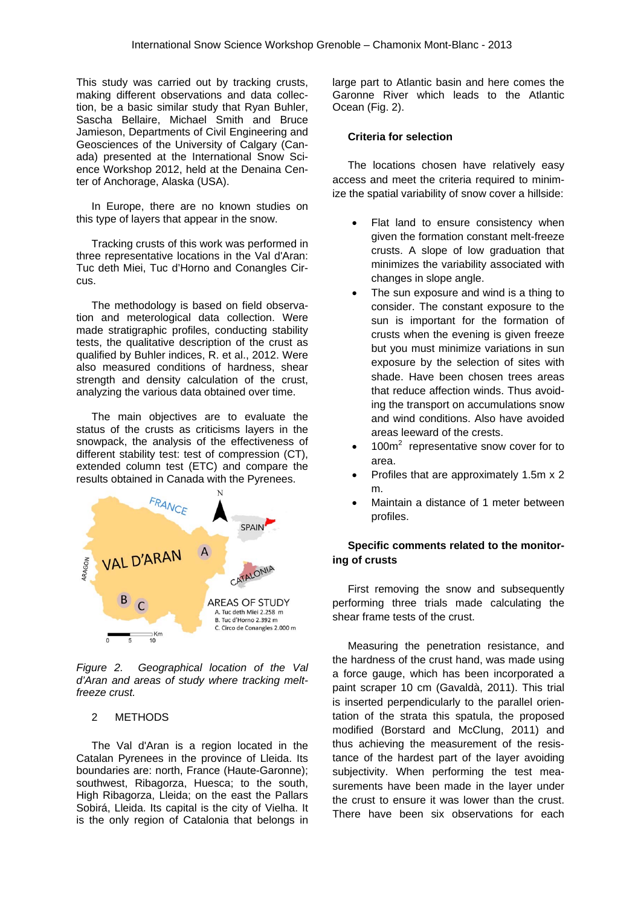This study was carried out by tracking crusts, making different observations and data collection, be a basic similar study that Ryan Buhler, Sascha Bellaire, Michael Smith and Bruce Jamieson, Departments of Civil Engineering and Geosciences of the University of Calgary (Canada) presented at the International Snow Science Workshop 2012, held at the Denaina Center of Anchorage, Alaska (USA).

In Europe, there are no known studies on this type of layers that appear in the snow.

Tracking crusts of this work was performed in three representative locations in the Val d'Aran: Tuc deth Miei, Tuc d'Horno and Conangles Circus.

The methodology is based on field observation and meterological data collection. Were made stratigraphic profiles, conducting stability tests, the qualitative description of the crust as qualified by Buhler indices, R. et al., 2012. Were also measured conditions of hardness, shear strength and density calculation of the crust, analyzing the various data obtained over time.

The main objectives are to evaluate the status of the crusts as criticisms layers in the snowpack, the analysis of the effectiveness of different stability test: test of compression (CT), extended column test (ETC) and compare the results obtained in Canada with the Pyrenees.

*Figure 2. Geographical location of the Val d'Aran and areas of study where tracking melt-freeze crust.*

## 2 METHODS

The Val d'Aran is a region located in the Catalan Pyrenees in the province of Lleida. Its boundaries are: north, France (Haute-Garonne); southwest, Ribagorza, Huesca; to the south, High Ribagorza, Lleida; on the east the Pallars Sobirá, Lleida. Its capital is the city of Vielha. It is the only region of Catalonia that belongs in large part to Atlantic basin and here comes the Garonne River which leads to the Atlantic Ocean (Fig. 2).

### Criteria for selection

The locations chosen have relatively easy access and meet the criteria required to minimize the spatial variability of snow cover a hillside:

- Flat land to ensure consistency when given the formation constant melt-freeze crusts. A slope of low graduation that minimizes the variability associated with changes in slope angle.
- The sun exposure and wind is a thing to consider. The constant exposure to the sun is important for the formation of crusts when the evening is given freeze but you must minimize variations in sun exposure by the selection of sites with shade. Have been chosen trees areas that reduce affection winds. Thus avoiding the transport on accumulations snow and wind conditions. Also have avoided areas leeward of the crests.
- 100m$^2$ representative snow cover for to area.
- Profiles that are approximately 1.5m x 2 m.
- Maintain a distance of 1 meter between profiles.

### Specific comments related to the monitoring of crusts

First removing the snow and subsequently performing three trials made calculating the shear frame tests of the crust.

Measuring the penetration resistance, and the hardness of the crust hand, was made using a force gauge, which has been incorporated a paint scraper 10 cm (Gavaldà, 2011). This trial is inserted perpendicularly to the parallel orientation of the strata this spatula, the proposed modified (Borstard and McClung, 2011) and thus achieving the measurement of the resistance of the hardest part of the layer avoiding subjectivity. When performing the test measurements have been made in the layer under the crust to ensure it was lower than the crust. There have been six observations for each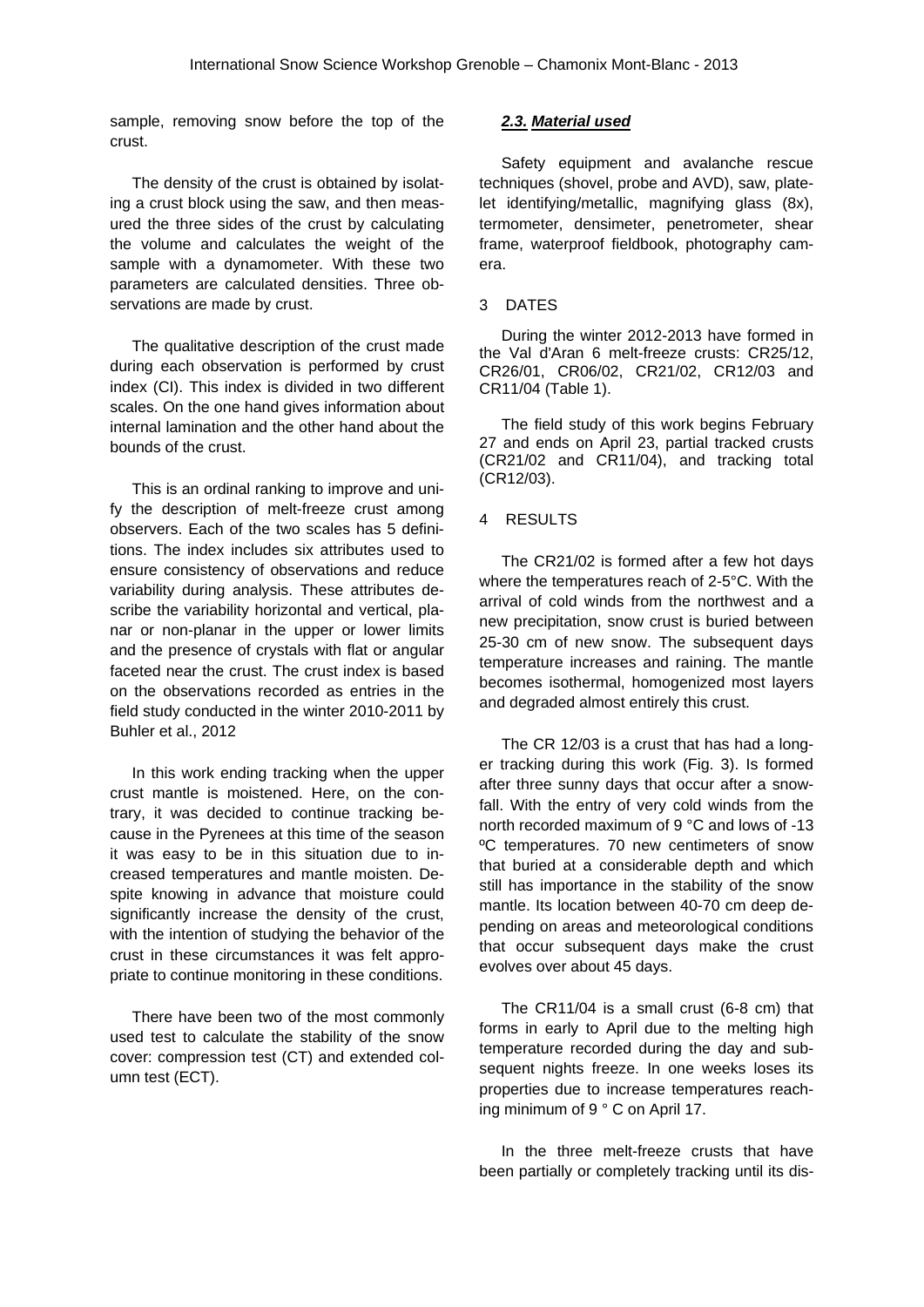sample, removing snow before the top of the crust.

The density of the crust is obtained by isolating a crust block using the saw, and then measured the three sides of the crust by calculating the volume and calculates the weight of the sample with a dynamometer. With these two parameters are calculated densities. Three observations are made by crust.

The qualitative description of the crust made during each observation is performed by crust index (CI). This index is divided in two different scales. On the one hand gives information about internal lamination and the other hand about the bounds of the crust.

This is an ordinal ranking to improve and unify the description of melt-freeze crust among observers. Each of the two scales has 5 definitions. The index includes six attributes used to ensure consistency of observations and reduce variability during analysis. These attributes describe the variability horizontal and vertical, planar or non-planar in the upper or lower limits and the presence of crystals with flat or angular faceted near the crust. The crust index is based on the observations recorded as entries in the field study conducted in the winter 2010-2011 by Buhler et al., 2012

In this work ending tracking when the upper crust mantle is moistened. Here, on the contrary, it was decided to continue tracking because in the Pyrenees at this time of the season it was easy to be in this situation due to increased temperatures and mantle moisten. Despite knowing in advance that moisture could significantly increase the density of the crust, with the intention of studying the behavior of the crust in these circumstances it was felt appropriate to continue monitoring in these conditions.

There have been two of the most commonly used test to calculate the stability of the snow cover: compression test (CT) and extended column test (ECT).

### *2.3. Material used*

Safety equipment and avalanche rescue techniques (shovel, probe and AVD), saw, platelet identifying/metallic, magnifying glass (8x), termometer, densimeter, penetrometer, shear frame, waterproof fieldbook, photography camera.

## 3 DATES

During the winter 2012-2013 have formed in the Val d'Aran 6 melt-freeze crusts: CR25/12, CR26/01, CR06/02, CR21/02, CR12/03 and CR11/04 (Table 1).

The field study of this work begins February 27 and ends on April 23, partial tracked crusts (CR21/02 and CR11/04), and tracking total (CR12/03).

## 4 RESULTS

The CR21/02 is formed after a few hot days where the temperatures reach of 2-5°C. With the arrival of cold winds from the northwest and a new precipitation, snow crust is buried between 25-30 cm of new snow. The subsequent days temperature increases and raining. The mantle becomes isothermal, homogenized most layers and degraded almost entirely this crust.

The CR 12/03 is a crust that has had a longer tracking during this work (Fig. 3). Is formed after three sunny days that occur after a snowfall. With the entry of very cold winds from the north recorded maximum of 9 °C and lows of -13 ºC temperatures. 70 new centimeters of snow that buried at a considerable depth and which still has importance in the stability of the snow mantle. Its location between 40-70 cm deep depending on areas and meteorological conditions that occur subsequent days make the crust evolves over about 45 days.

The CR11/04 is a small crust (6-8 cm) that forms in early to April due to the melting high temperature recorded during the day and subsequent nights freeze. In one weeks loses its properties due to increase temperatures reaching minimum of 9 ° C on April 17.

In the three melt-freeze crusts that have been partially or completely tracking until its dis-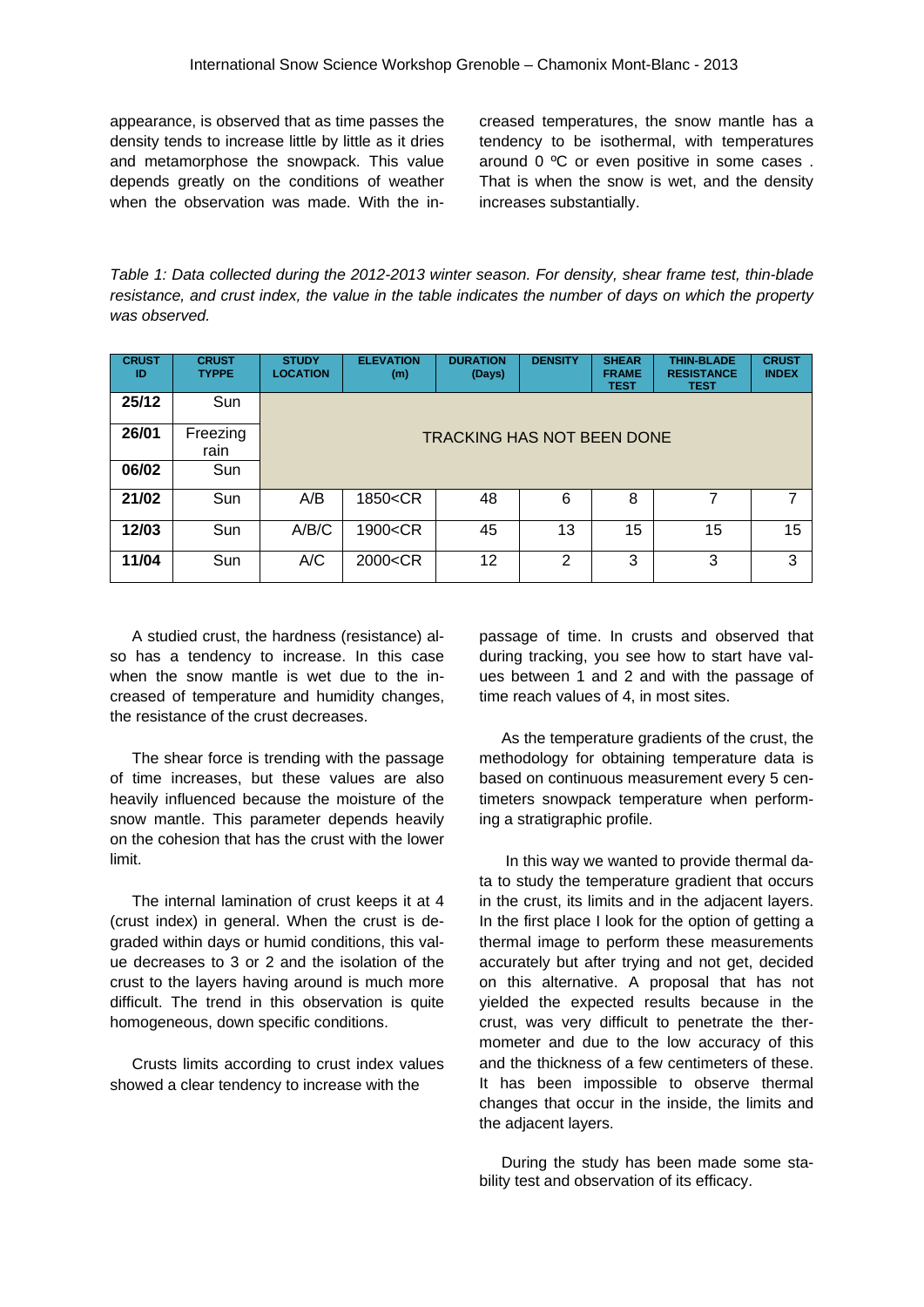appearance, is observed that as time passes the density tends to increase little by little as it dries and metamorphose the snowpack. This value depends greatly on the conditions of weather when the observation was made. With the increased temperatures, the snow mantle has a tendency to be isothermal, with temperatures around 0 ºC or even positive in some cases . That is when the snow is wet, and the density increases substantially.

*Table 1: Data collected during the 2012-2013 winter season. For density, shear frame test, thin-blade resistance, and crust index, the value in the table indicates the number of days on which the property was observed.*

| CRUST ID | CRUST TYPPE | STUDY LOCATION | ELEVATION (m) | DURATION (Days) | DENSITY | SHEAR FRAME TEST | THIN-BLADE RESISTANCE TEST | CRUST INDEX |
|---|---|---|---|---|---|---|---|---|
| **25/12** | Sun | TRACKING HAS NOT BEEN DONE | | | | | | |
| **26/01** | Freezing rain | | | | | | | |
| **06/02** | Sun | | | | | | | |
| **21/02** | Sun | A/B | 1850<CR | 48 | 6 | 8 | 7 | 7 |
| **12/03** | Sun | A/B/C | 1900<CR | 45 | 13 | 15 | 15 | 15 |
| **11/04** | Sun | A/C | 2000<CR | 12 | 2 | 3 | 3 | 3 |

A studied crust, the hardness (resistance) also has a tendency to increase. In this case when the snow mantle is wet due to the increased of temperature and humidity changes, the resistance of the crust decreases.

The shear force is trending with the passage of time increases, but these values are also heavily influenced because the moisture of the snow mantle. This parameter depends heavily on the cohesion that has the crust with the lower limit.

The internal lamination of crust keeps it at 4 (crust index) in general. When the crust is degraded within days or humid conditions, this value decreases to 3 or 2 and the isolation of the crust to the layers having around is much more difficult. The trend in this observation is quite homogeneous, down specific conditions.

Crusts limits according to crust index values showed a clear tendency to increase with the passage of time. In crusts and observed that during tracking, you see how to start have values between 1 and 2 and with the passage of time reach values of 4, in most sites.

As the temperature gradients of the crust, the methodology for obtaining temperature data is based on continuous measurement every 5 centimeters snowpack temperature when performing a stratigraphic profile.

In this way we wanted to provide thermal data to study the temperature gradient that occurs in the crust, its limits and in the adjacent layers. In the first place I look for the option of getting a thermal image to perform these measurements accurately but after trying and not get, decided on this alternative. A proposal that has not yielded the expected results because in the crust, was very difficult to penetrate the thermometer and due to the low accuracy of this and the thickness of a few centimeters of these. It has been impossible to observe thermal changes that occur in the inside, the limits and the adjacent layers.

During the study has been made some stability test and observation of its efficacy.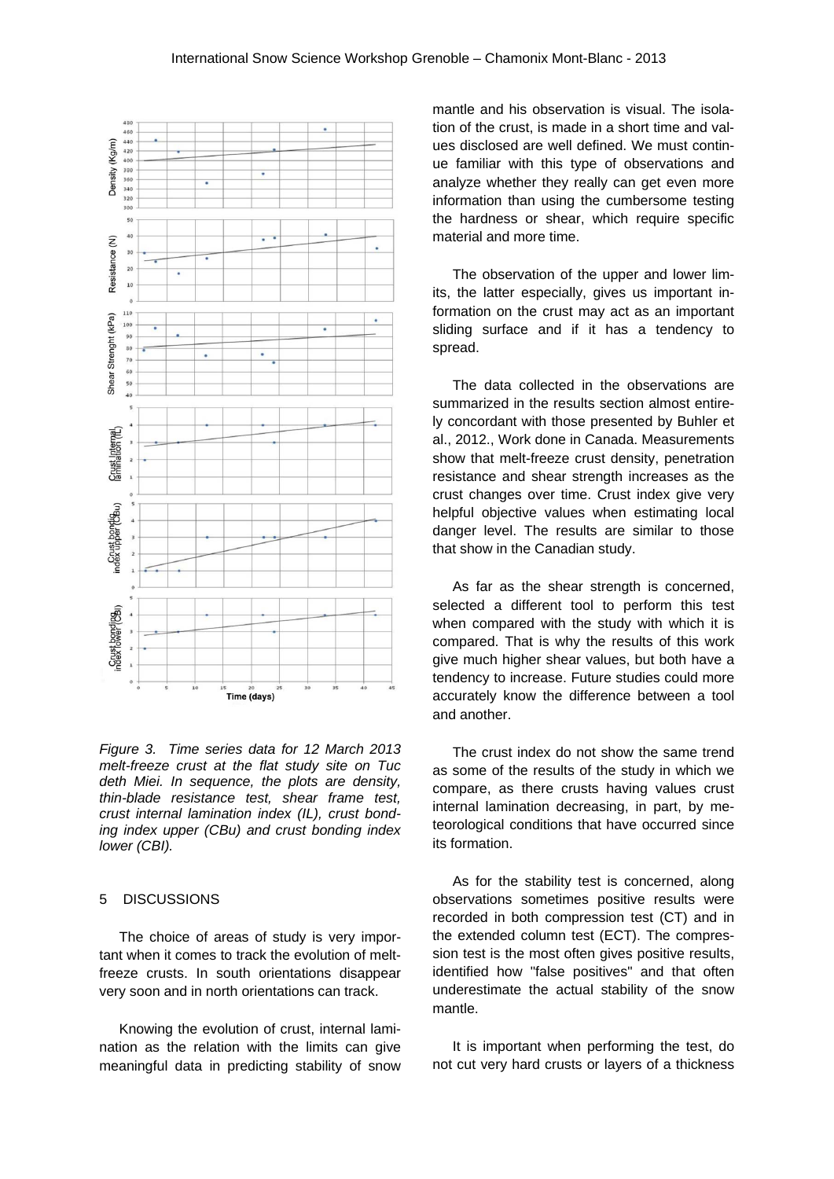Figure 3. Time series data for 12 March 2013 melt-freeze crust at the flat study site on Tuc deth Miei. In sequence, the plots are density, thin-blade resistance test, shear frame test, crust internal lamination index (IL), crust bonding index upper (CBu) and crust bonding index lower (CBl).

## 5 DISCUSSIONS

The choice of areas of study is very important when it comes to track the evolution of melt-freeze crusts. In south orientations disappear very soon and in north orientations can track.

Knowing the evolution of crust, internal lamination as the relation with the limits can give meaningful data in predicting stability of snow mantle and his observation is visual. The isolation of the crust, is made in a short time and values disclosed are well defined. We must continue familiar with this type of observations and analyze whether they really can get even more information than using the cumbersome testing the hardness or shear, which require specific material and more time.

The observation of the upper and lower limits, the latter especially, gives us important information on the crust may act as an important sliding surface and if it has a tendency to spread.

The data collected in the observations are summarized in the results section almost entirely concordant with those presented by Buhler et al., 2012., Work done in Canada. Measurements show that melt-freeze crust density, penetration resistance and shear strength increases as the crust changes over time. Crust index give very helpful objective values when estimating local danger level. The results are similar to those that show in the Canadian study.

As far as the shear strength is concerned, selected a different tool to perform this test when compared with the study with which it is compared. That is why the results of this work give much higher shear values, but both have a tendency to increase. Future studies could more accurately know the difference between a tool and another.

The crust index do not show the same trend as some of the results of the study in which we compare, as there crusts having values crust internal lamination decreasing, in part, by meteorological conditions that have occurred since its formation.

As for the stability test is concerned, along observations sometimes positive results were recorded in both compression test (CT) and in the extended column test (ECT). The compression test is the most often gives positive results, identified how "false positives" and that often underestimate the actual stability of the snow mantle.

It is important when performing the test, do not cut very hard crusts or layers of a thickness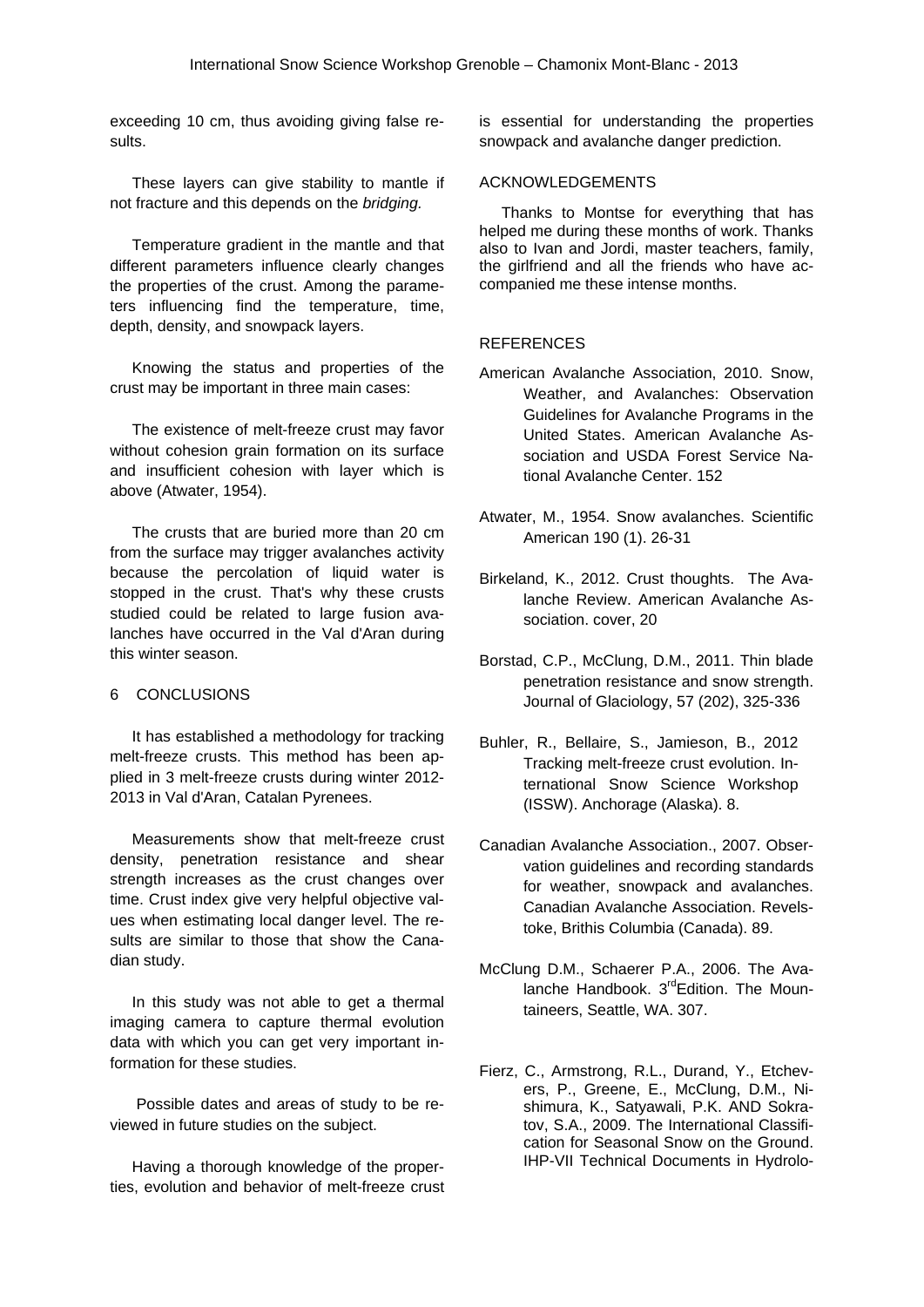exceeding 10 cm, thus avoiding giving false results.

These layers can give stability to mantle if not fracture and this depends on the *bridging.*

Temperature gradient in the mantle and that different parameters influence clearly changes the properties of the crust. Among the parameters influencing find the temperature, time, depth, density, and snowpack layers.

Knowing the status and properties of the crust may be important in three main cases:

The existence of melt-freeze crust may favor without cohesion grain formation on its surface and insufficient cohesion with layer which is above (Atwater, 1954).

The crusts that are buried more than 20 cm from the surface may trigger avalanches activity because the percolation of liquid water is stopped in the crust. That's why these crusts studied could be related to large fusion avalanches have occurred in the Val d'Aran during this winter season.

## 6 CONCLUSIONS

It has established a methodology for tracking melt-freeze crusts. This method has been applied in 3 melt-freeze crusts during winter 2012-2013 in Val d'Aran, Catalan Pyrenees.

Measurements show that melt-freeze crust density, penetration resistance and shear strength increases as the crust changes over time. Crust index give very helpful objective values when estimating local danger level. The results are similar to those that show the Canadian study.

In this study was not able to get a thermal imaging camera to capture thermal evolution data with which you can get very important information for these studies.

Possible dates and areas of study to be reviewed in future studies on the subject.

Having a thorough knowledge of the properties, evolution and behavior of melt-freeze crust is essential for understanding the properties snowpack and avalanche danger prediction.

## ACKNOWLEDGEMENTS

Thanks to Montse for everything that has helped me during these months of work. Thanks also to Ivan and Jordi, master teachers, family, the girlfriend and all the friends who have accompanied me these intense months.

## REFERENCES

American Avalanche Association, 2010. Snow, Weather, and Avalanches: Observation Guidelines for Avalanche Programs in the United States. American Avalanche Association and USDA Forest Service National Avalanche Center. 152

Atwater, M., 1954. Snow avalanches. Scientific American 190 (1). 26-31

Birkeland, K., 2012. Crust thoughts. The Avalanche Review. American Avalanche Association. cover, 20

Borstad, C.P., McClung, D.M., 2011. Thin blade penetration resistance and snow strength. Journal of Glaciology, 57 (202), 325-336

Buhler, R., Bellaire, S., Jamieson, B., 2012 Tracking melt-freeze crust evolution. International Snow Science Workshop (ISSW). Anchorage (Alaska). 8.

Canadian Avalanche Association., 2007. Observation guidelines and recording standards for weather, snowpack and avalanches. Canadian Avalanche Association. Revelstoke, Brithis Columbia (Canada). 89.

McClung D.M., Schaerer P.A., 2006. The Avalanche Handbook. 3rd Edition. The Mountaineers, Seattle, WA. 307.

Fierz, C., Armstrong, R.L., Durand, Y., Etchevers, P., Greene, E., McClung, D.M., Nishimura, K., Satyawali, P.K. AND Sokratov, S.A., 2009. The International Classification for Seasonal Snow on the Ground. IHP-VII Technical Documents in Hydrolo-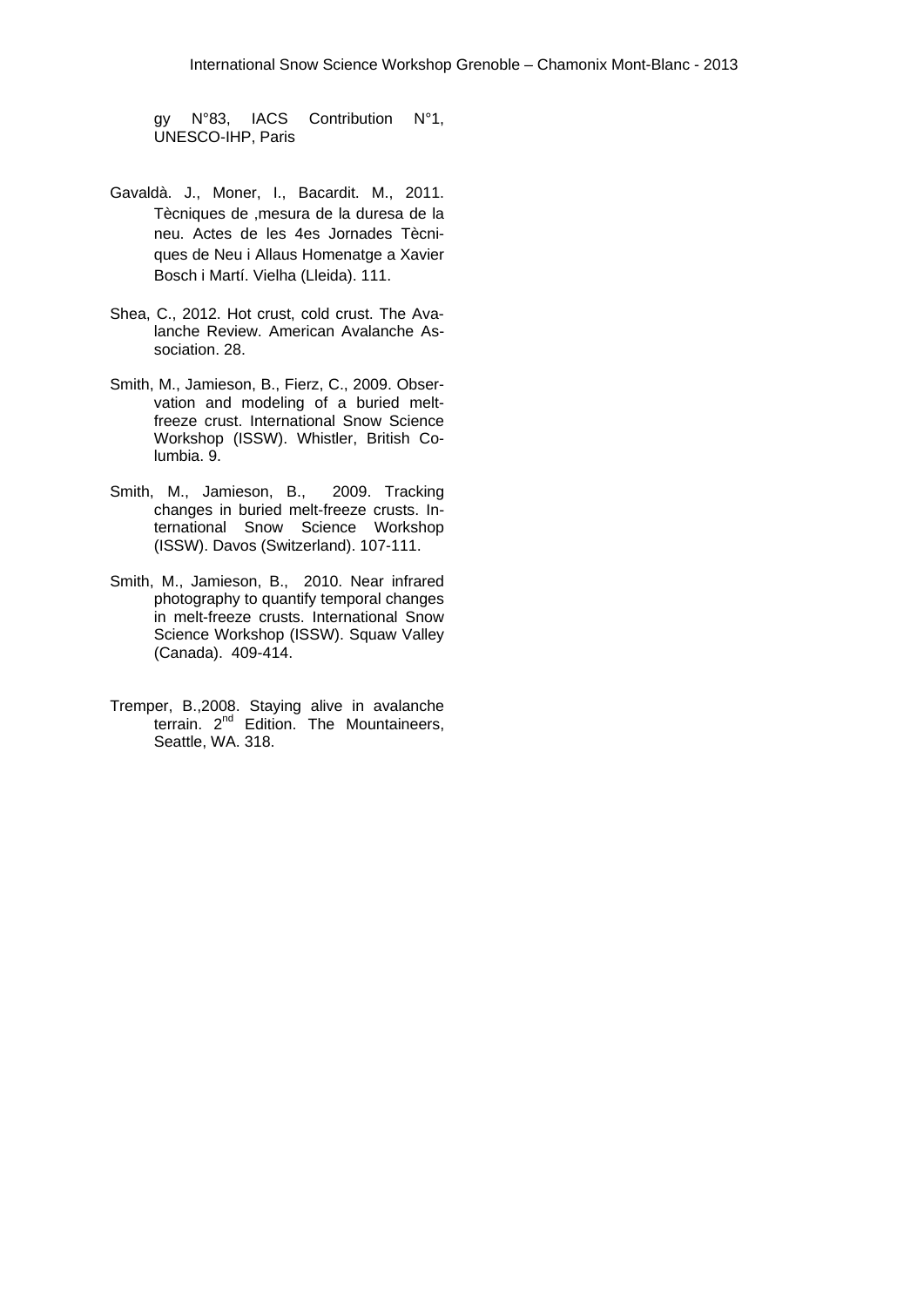gy N°83, IACS Contribution N°1, UNESCO-IHP, Paris

Gavaldà. J., Moner, I., Bacardit. M., 2011. Tècniques de ,mesura de la duresa de la neu. Actes de les 4es Jornades Tècniques de Neu i Allaus Homenatge a Xavier Bosch i Martí. Vielha (Lleida). 111.

Shea, C., 2012. Hot crust, cold crust. The Avalanche Review. American Avalanche Association. 28.

Smith, M., Jamieson, B., Fierz, C., 2009. Observation and modeling of a buried melt-freeze crust. International Snow Science Workshop (ISSW). Whistler, British Columbia. 9.

Smith, M., Jamieson, B., 2009. Tracking changes in buried melt-freeze crusts. International Snow Science Workshop (ISSW). Davos (Switzerland). 107-111.

Smith, M., Jamieson, B., 2010. Near infrared photography to quantify temporal changes in melt-freeze crusts. International Snow Science Workshop (ISSW). Squaw Valley (Canada). 409-414.

Tremper, B.,2008. Staying alive in avalanche terrain. 2nd Edition. The Mountaineers, Seattle, WA. 318.